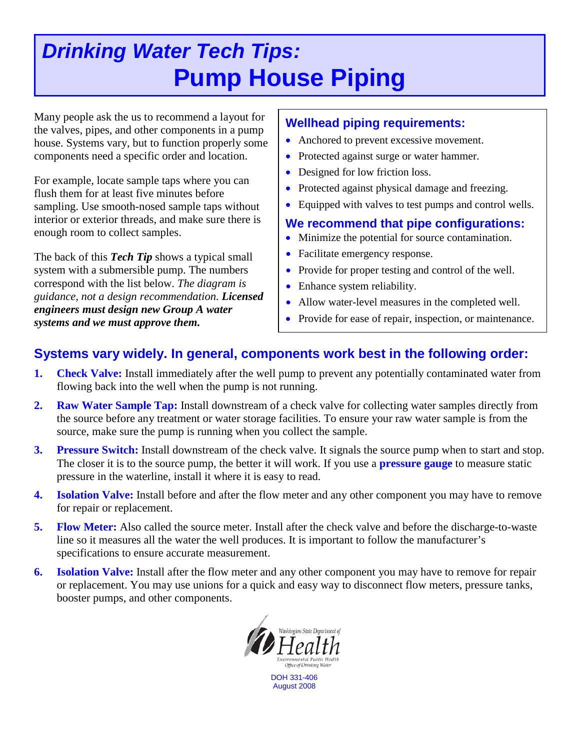# *Drinking Water Tech Tips:* Pump House Piping

Many people ask the us to recommend a layout for the valves, pipes, and other components in a pump house. Systems vary, but to function properly some components need a specific order and location.

For example, locate sample taps where you can flush them for at least five minutes before sampling. Use smooth-nosed sample taps without interior or exterior threads, and make sure there is enough room to collect samples.

The back of this ***Tech Tip*** shows a typical small system with a submersible pump. The numbers correspond with the list below. *The diagram is guidance, not a design recommendation.* ***Licensed engineers must design new Group A water systems and we must approve them.***

### Wellhead piping requirements:

- Anchored to prevent excessive movement.
- Protected against surge or water hammer.
- Designed for low friction loss.
- Protected against physical damage and freezing.
- Equipped with valves to test pumps and control wells.

### We recommend that pipe configurations:

- Minimize the potential for source contamination.
- Facilitate emergency response.
- Provide for proper testing and control of the well.
- Enhance system reliability.
- Allow water-level measures in the completed well.
- Provide for ease of repair, inspection, or maintenance.

## Systems vary widely. In general, components work best in the following order:

1. **Check Valve:** Install immediately after the well pump to prevent any potentially contaminated water from flowing back into the well when the pump is not running.
2. **Raw Water Sample Tap:** Install downstream of a check valve for collecting water samples directly from the source before any treatment or water storage facilities. To ensure your raw water sample is from the source, make sure the pump is running when you collect the sample.
3. **Pressure Switch:** Install downstream of the check valve. It signals the source pump when to start and stop. The closer it is to the source pump, the better it will work. If you use a **pressure gauge** to measure static pressure in the waterline, install it where it is easy to read.
4. **Isolation Valve:** Install before and after the flow meter and any other component you may have to remove for repair or replacement.
5. **Flow Meter:** Also called the source meter. Install after the check valve and before the discharge-to-waste line so it measures all the water the well produces. It is important to follow the manufacturer's specifications to ensure accurate measurement.
6. **Isolation Valve:** Install after the flow meter and any other component you may have to remove for repair or replacement. You may use unions for a quick and easy way to disconnect flow meters, pressure tanks, booster pumps, and other components.

Washington State Department of Health
Environmental Public Health
Office of Drinking Water

DOH 331-406
August 2008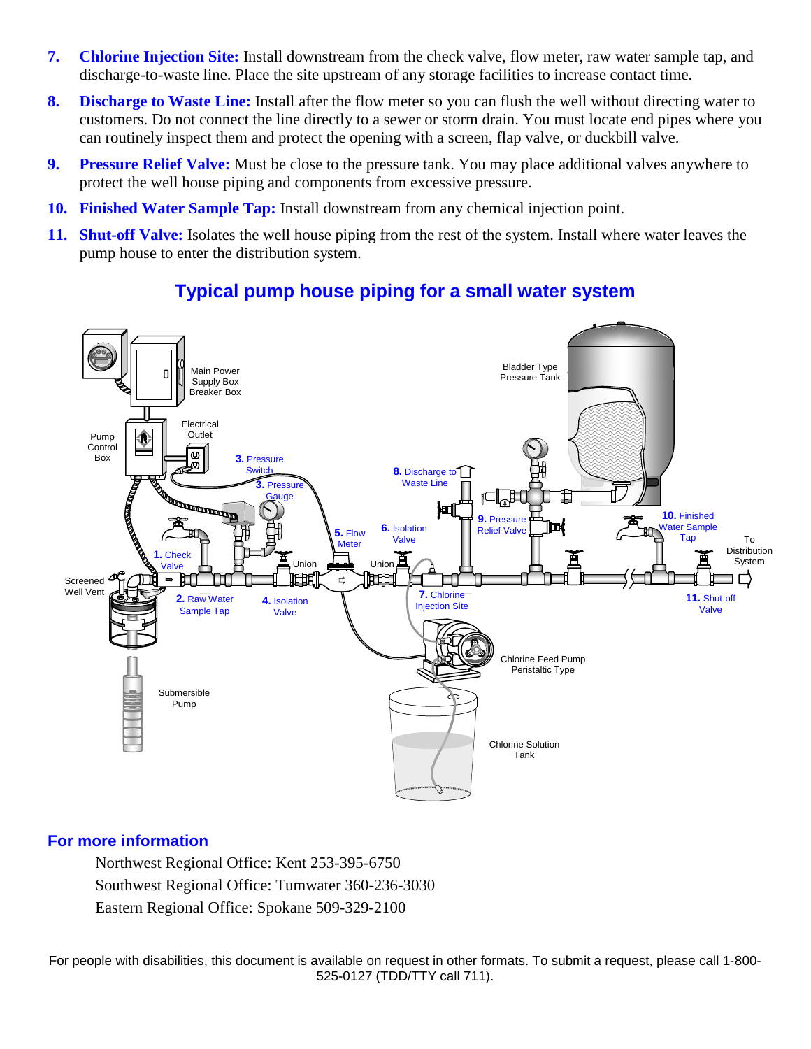7. **Chlorine Injection Site:** Install downstream from the check valve, flow meter, raw water sample tap, and discharge-to-waste line. Place the site upstream of any storage facilities to increase contact time.
8. **Discharge to Waste Line:** Install after the flow meter so you can flush the well without directing water to customers. Do not connect the line directly to a sewer or storm drain. You must locate end pipes where you can routinely inspect them and protect the opening with a screen, flap valve, or duckbill valve.
9. **Pressure Relief Valve:** Must be close to the pressure tank. You may place additional valves anywhere to protect the well house piping and components from excessive pressure.
10. **Finished Water Sample Tap:** Install downstream from any chemical injection point.
11. **Shut-off Valve:** Isolates the well house piping from the rest of the system. Install where water leaves the pump house to enter the distribution system.

## Typical pump house piping for a small water system

Main Power Supply Box Breaker Box
Bladder Type Pressure Tank
Electrical Outlet
Pump Control Box
3. Pressure Switch
3. Pressure Gauge
8. Discharge to Waste Line
9. Pressure Relief Valve
10. Finished Water Sample Tap
5. Flow Meter
6. Isolation Valve
1. Check Valve
Union
Union
To Distribution System
Screened Well Vent
2. Raw Water Sample Tap
4. Isolation Valve
7. Chlorine Injection Site
11. Shut-off Valve
Chlorine Feed Pump Peristaltic Type
Submersible Pump
Chlorine Solution Tank

## For more information

Northwest Regional Office: Kent 253-395-6750
Southwest Regional Office: Tumwater 360-236-3030
Eastern Regional Office: Spokane 509-329-2100

For people with disabilities, this document is available on request in other formats. To submit a request, please call 1-800-525-0127 (TDD/TTY call 711).